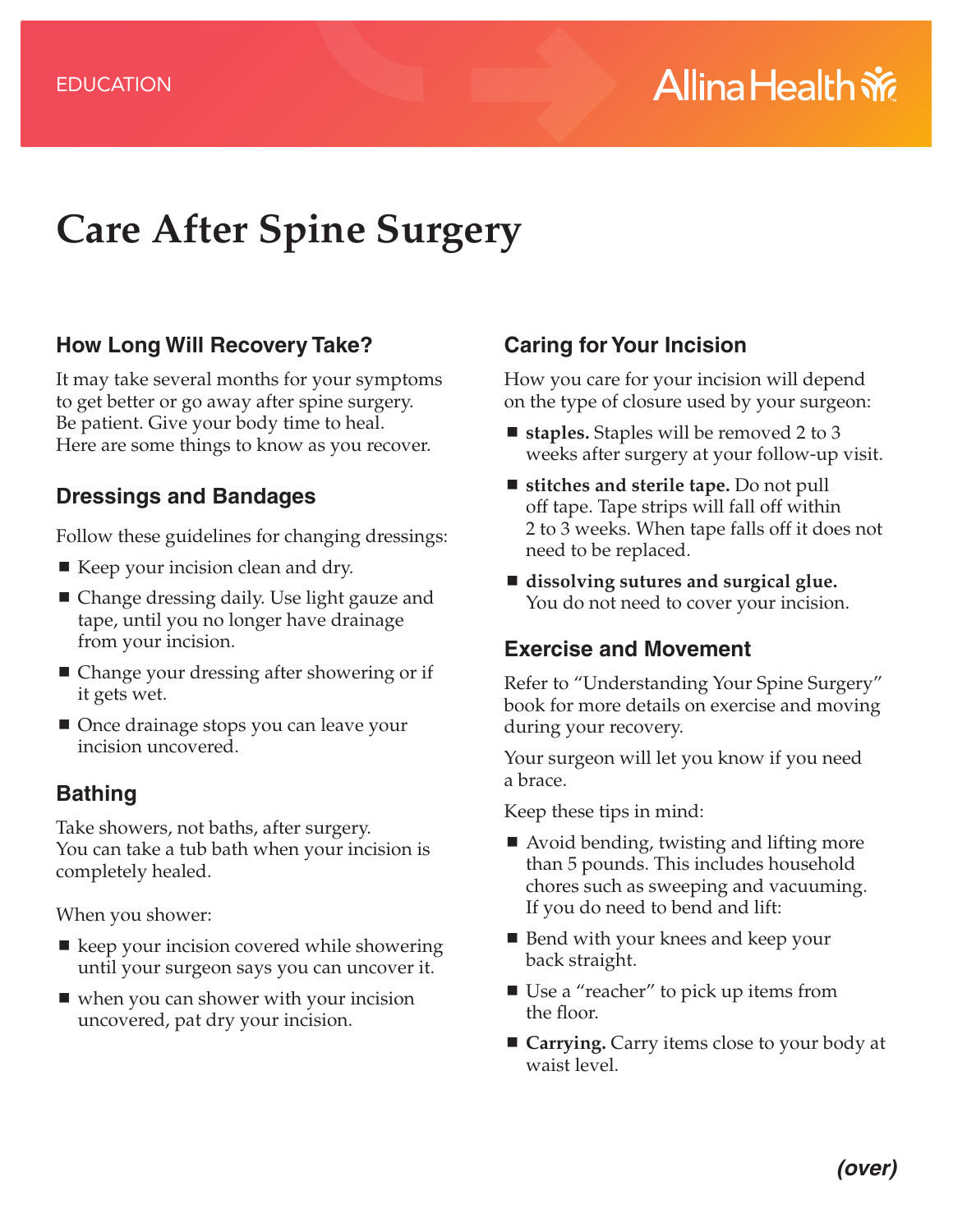EDUCATION

# Care After Spine Surgery

## How Long Will Recovery Take?

It may take several months for your symptoms to get better or go away after spine surgery. Be patient. Give your body time to heal. Here are some things to know as you recover.

## Dressings and Bandages

Follow these guidelines for changing dressings:

- Keep your incision clean and dry.
- Change dressing daily. Use light gauze and tape, until you no longer have drainage from your incision.
- Change your dressing after showering or if it gets wet.
- Once drainage stops you can leave your incision uncovered.

## Bathing

Take showers, not baths, after surgery. You can take a tub bath when your incision is completely healed.

When you shower:

- keep your incision covered while showering until your surgeon says you can uncover it.
- when you can shower with your incision uncovered, pat dry your incision.

## Caring for Your Incision

How you care for your incision will depend on the type of closure used by your surgeon:

- **staples.** Staples will be removed 2 to 3 weeks after surgery at your follow-up visit.
- **stitches and sterile tape.** Do not pull off tape. Tape strips will fall off within 2 to 3 weeks. When tape falls off it does not need to be replaced.
- **dissolving sutures and surgical glue.** You do not need to cover your incision.

## Exercise and Movement

Refer to "Understanding Your Spine Surgery" book for more details on exercise and moving during your recovery.

Your surgeon will let you know if you need a brace.

Keep these tips in mind:

- Avoid bending, twisting and lifting more than 5 pounds. This includes household chores such as sweeping and vacuuming. If you do need to bend and lift:
- Bend with your knees and keep your back straight.
- Use a "reacher" to pick up items from the floor.
- **Carrying.** Carry items close to your body at waist level.

***(over)***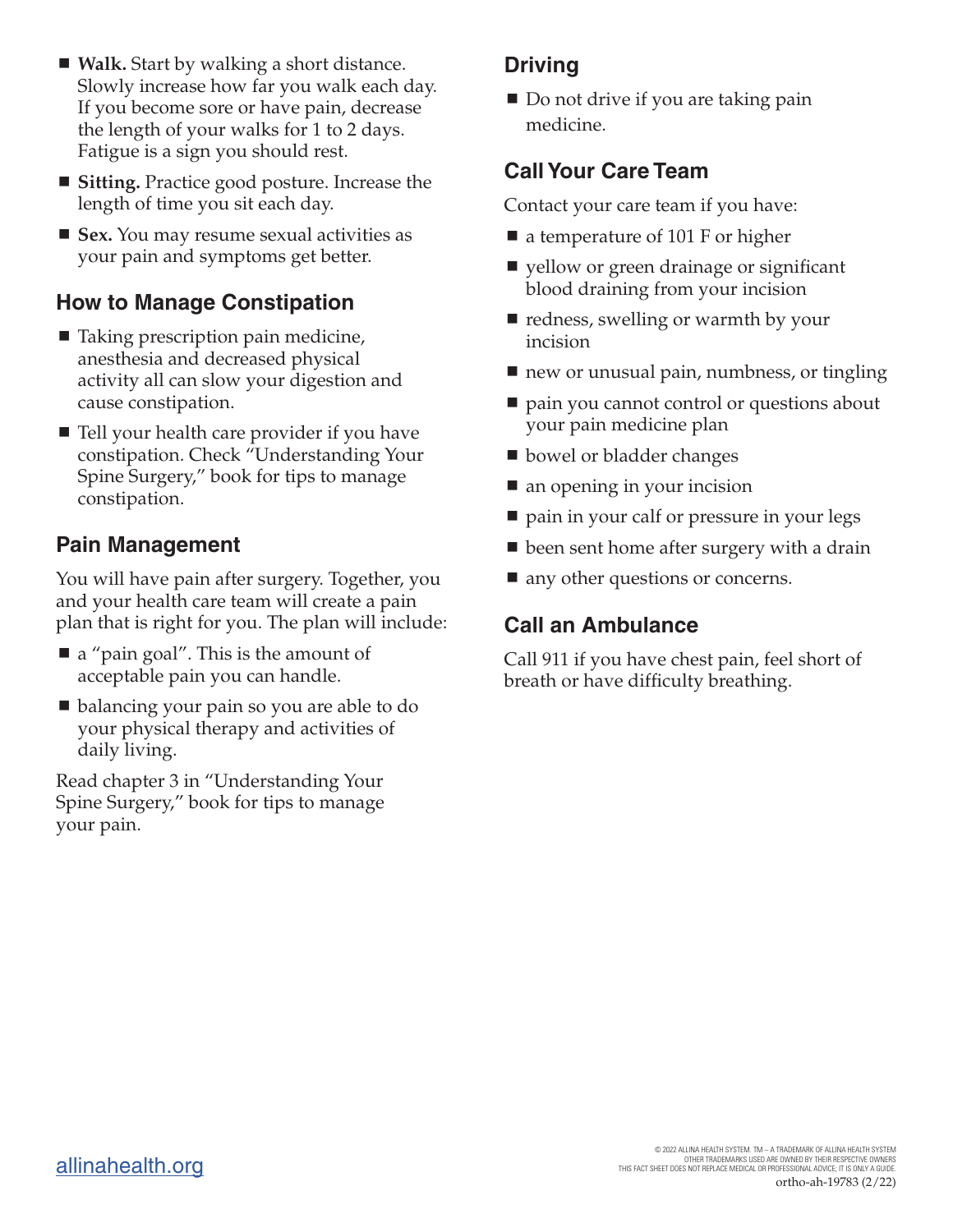- **Walk.** Start by walking a short distance. Slowly increase how far you walk each day. If you become sore or have pain, decrease the length of your walks for 1 to 2 days. Fatigue is a sign you should rest.
- **Sitting.** Practice good posture. Increase the length of time you sit each day.
- **Sex.** You may resume sexual activities as your pain and symptoms get better.

## How to Manage Constipation

- Taking prescription pain medicine, anesthesia and decreased physical activity all can slow your digestion and cause constipation.
- Tell your health care provider if you have constipation. Check "Understanding Your Spine Surgery," book for tips to manage constipation.

## Pain Management

You will have pain after surgery. Together, you and your health care team will create a pain plan that is right for you. The plan will include:

- a "pain goal". This is the amount of acceptable pain you can handle.
- balancing your pain so you are able to do your physical therapy and activities of daily living.

Read chapter 3 in "Understanding Your Spine Surgery," book for tips to manage your pain.

## Driving

- Do not drive if you are taking pain medicine.

## Call Your Care Team

Contact your care team if you have:

- a temperature of 101 F or higher
- yellow or green drainage or significant blood draining from your incision
- redness, swelling or warmth by your incision
- new or unusual pain, numbness, or tingling
- pain you cannot control or questions about your pain medicine plan
- bowel or bladder changes
- an opening in your incision
- pain in your calf or pressure in your legs
- been sent home after surgery with a drain
- any other questions or concerns.

## Call an Ambulance

Call 911 if you have chest pain, feel short of breath or have difficulty breathing.

allinahealth.org

© 2022 ALLINA HEALTH SYSTEM. TM – A TRADEMARK OF ALLINA HEALTH SYSTEM
OTHER TRADEMARKS USED ARE OWNED BY THEIR RESPECTIVE OWNERS
THIS FACT SHEET DOES NOT REPLACE MEDICAL OR PROFESSIONAL ADVICE; IT IS ONLY A GUIDE.
ortho-ah-19783 (2/22)